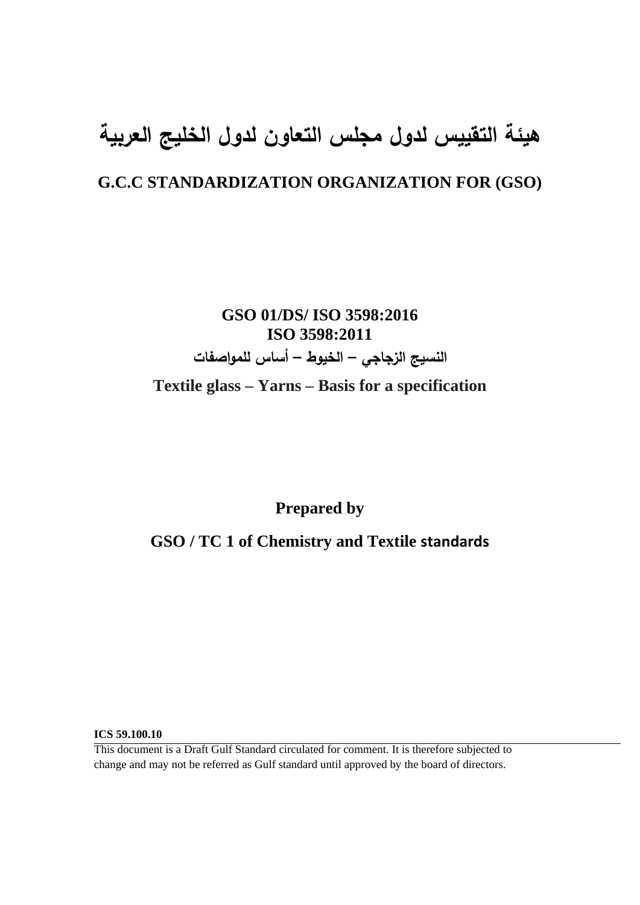# هيئة التقييس لدول مجلس التعاون لدول الخليج العربية

## G.C.C STANDARDIZATION ORGANIZATION FOR (GSO)

**GSO 01/DS/ ISO 3598:2016**
**ISO 3598:2011**

**النسيج الزجاجي – الخيوط – أساس للمواصفات**

**Textile glass – Yarns – Basis for a specification**

**Prepared by**

**GSO / TC 1 of Chemistry and Textile standards**

**ICS 59.100.10**

This document is a Draft Gulf Standard circulated for comment. It is therefore subjected to change and may not be referred as Gulf standard until approved by the board of directors.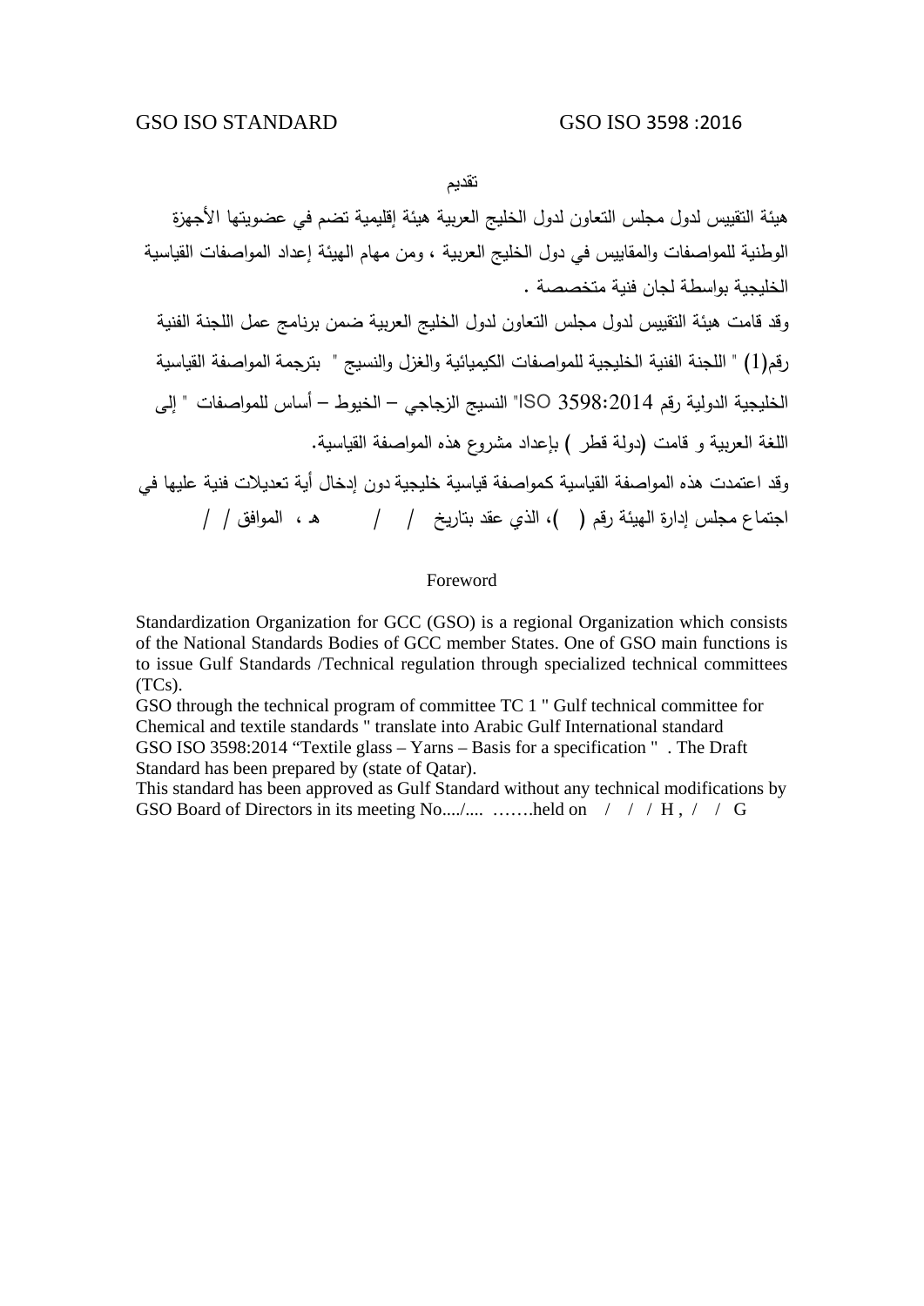## تقديم

هيئة التقييس لدول مجلس التعاون لدول الخليج العربية هيئة إقليمية تضم في عضويتها الأجهزة الوطنية للمواصفات والمقاييس في دول الخليج العربية ، ومن مهام الهيئة إعداد المواصفات القياسية الخليجية بواسطة لجان فنية متخصصة .

وقد قامت هيئة التقييس لدول مجلس التعاون لدول الخليج العربية ضمن برنامج عمل اللجنة الفنية رقم(1) " اللجنة الفنية الخليجية للمواصفات الكيميائية والغزل والنسيج " بترجمة المواصفة القياسية الخليجية الدولية رقم ISO 3598:2014" النسيج الزجاجي – الخيوط – أساس للمواصفات " إلى اللغة العربية و قامت (دولة قطر ) بإعداد مشروع هذه المواصفة القياسية.

وقد اعتمدت هذه المواصفة القياسية كمواصفة قياسية خليجية دون إدخال أية تعديلات فنية عليها في اجتماع مجلس إدارة الهيئة رقم ( )، الذي عقد بتاريخ / / هـ ، الموافق / /

## Foreword

Standardization Organization for GCC (GSO) is a regional Organization which consists of the National Standards Bodies of GCC member States. One of GSO main functions is to issue Gulf Standards /Technical regulation through specialized technical committees (TCs).

GSO through the technical program of committee TC 1 " Gulf technical committee for Chemical and textile standards " translate into Arabic Gulf International standard GSO ISO 3598:2014 "Textile glass – Yarns – Basis for a specification " . The Draft Standard has been prepared by (state of Qatar).

This standard has been approved as Gulf Standard without any technical modifications by GSO Board of Directors in its meeting No..../.... …….held on / / / H , / / G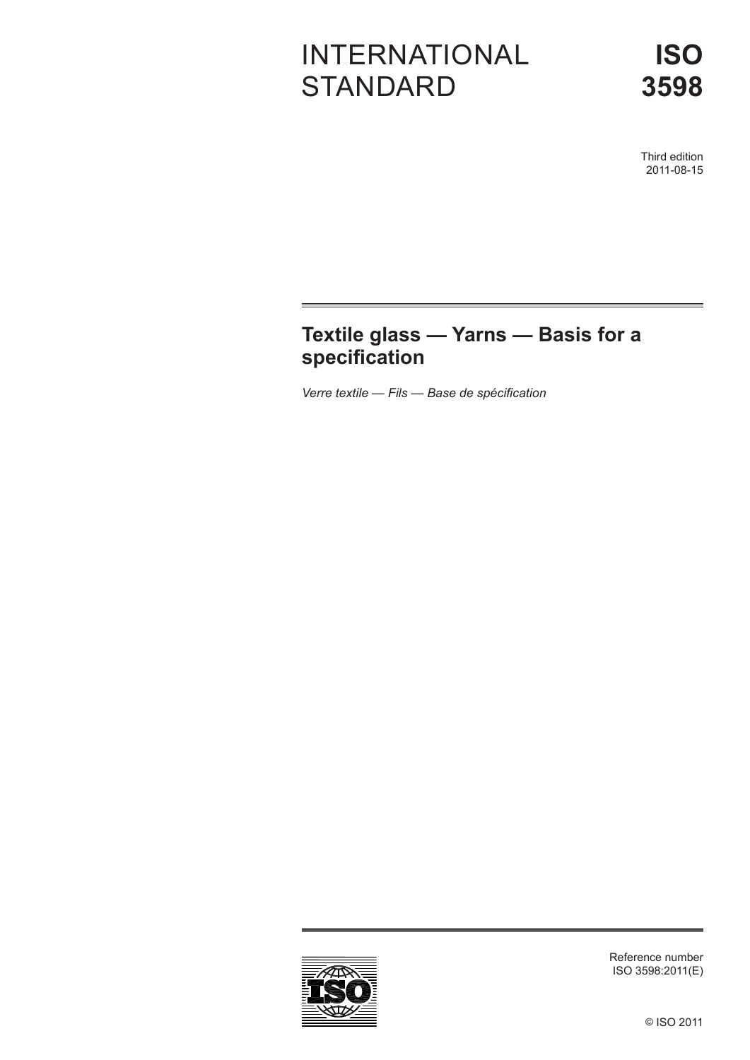# INTERNATIONAL STANDARD

# ISO 3598

Third edition
2011-08-15

## Textile glass — Yarns — Basis for a specification

*Verre textile — Fils — Base de spécification*

Reference number
ISO 3598:2011(E)

© ISO 2011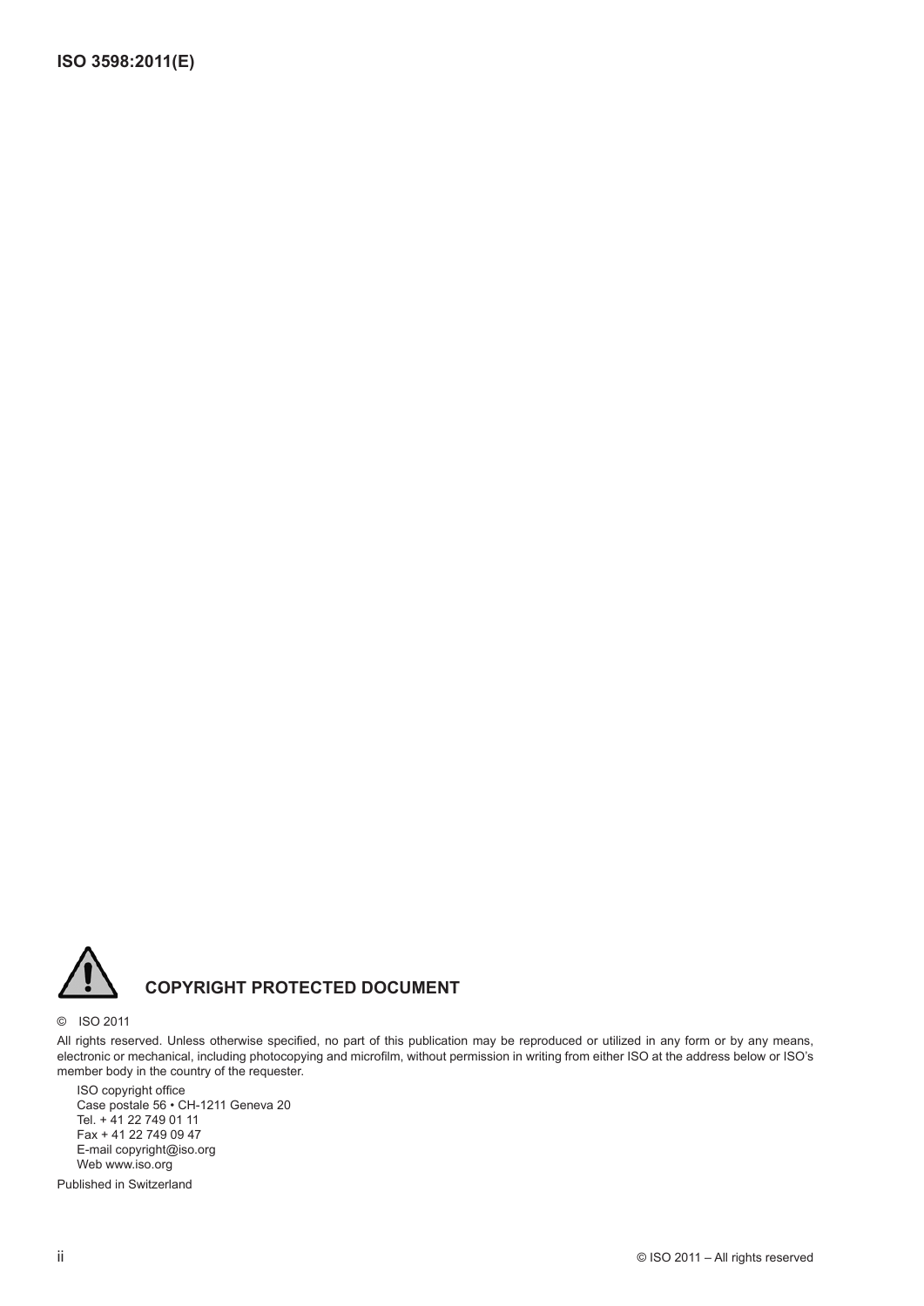**COPYRIGHT PROTECTED DOCUMENT**

© ISO 2011

All rights reserved. Unless otherwise specified, no part of this publication may be reproduced or utilized in any form or by any means, electronic or mechanical, including photocopying and microfilm, without permission in writing from either ISO at the address below or ISO's member body in the country of the requester.

ISO copyright office
Case postale 56 • CH-1211 Geneva 20
Tel. + 41 22 749 01 11
Fax + 41 22 749 09 47
E-mail copyright@iso.org
Web www.iso.org

Published in Switzerland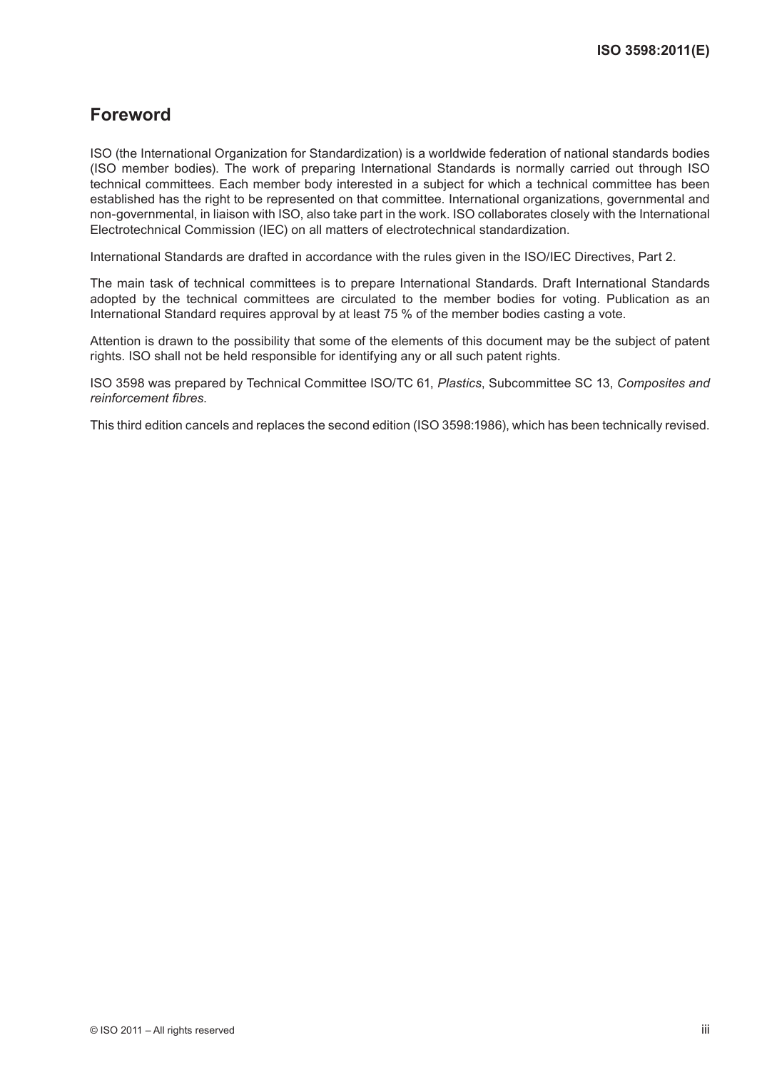## Foreword

ISO (the International Organization for Standardization) is a worldwide federation of national standards bodies (ISO member bodies). The work of preparing International Standards is normally carried out through ISO technical committees. Each member body interested in a subject for which a technical committee has been established has the right to be represented on that committee. International organizations, governmental and non-governmental, in liaison with ISO, also take part in the work. ISO collaborates closely with the International Electrotechnical Commission (IEC) on all matters of electrotechnical standardization.

International Standards are drafted in accordance with the rules given in the ISO/IEC Directives, Part 2.

The main task of technical committees is to prepare International Standards. Draft International Standards adopted by the technical committees are circulated to the member bodies for voting. Publication as an International Standard requires approval by at least 75 % of the member bodies casting a vote.

Attention is drawn to the possibility that some of the elements of this document may be the subject of patent rights. ISO shall not be held responsible for identifying any or all such patent rights.

ISO 3598 was prepared by Technical Committee ISO/TC 61, *Plastics*, Subcommittee SC 13, *Composites and reinforcement fibres*.

This third edition cancels and replaces the second edition (ISO 3598:1986), which has been technically revised.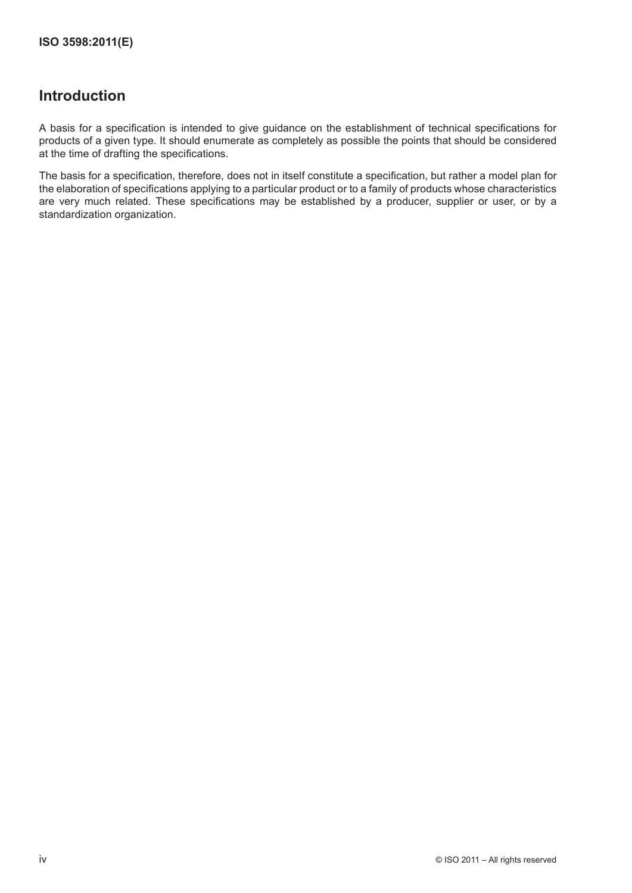## Introduction

A basis for a specification is intended to give guidance on the establishment of technical specifications for products of a given type. It should enumerate as completely as possible the points that should be considered at the time of drafting the specifications.

The basis for a specification, therefore, does not in itself constitute a specification, but rather a model plan for the elaboration of specifications applying to a particular product or to a family of products whose characteristics are very much related. These specifications may be established by a producer, supplier or user, or by a standardization organization.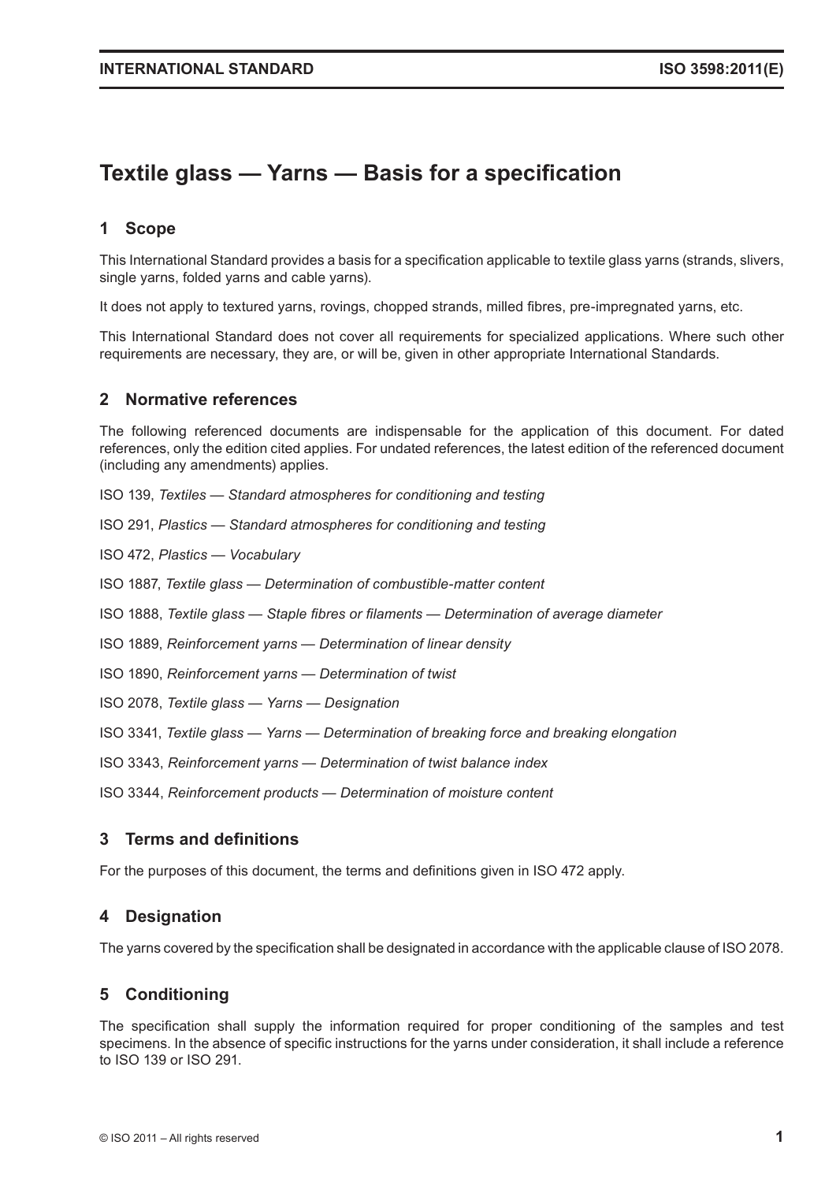# Textile glass — Yarns — Basis for a specification

## 1 Scope

This International Standard provides a basis for a specification applicable to textile glass yarns (strands, slivers, single yarns, folded yarns and cable yarns).

It does not apply to textured yarns, rovings, chopped strands, milled fibres, pre-impregnated yarns, etc.

This International Standard does not cover all requirements for specialized applications. Where such other requirements are necessary, they are, or will be, given in other appropriate International Standards.

## 2 Normative references

The following referenced documents are indispensable for the application of this document. For dated references, only the edition cited applies. For undated references, the latest edition of the referenced document (including any amendments) applies.

ISO 139, *Textiles — Standard atmospheres for conditioning and testing*

ISO 291, *Plastics — Standard atmospheres for conditioning and testing*

ISO 472, *Plastics — Vocabulary*

ISO 1887, *Textile glass — Determination of combustible-matter content*

ISO 1888, *Textile glass — Staple fibres or filaments — Determination of average diameter*

ISO 1889, *Reinforcement yarns — Determination of linear density*

ISO 1890, *Reinforcement yarns — Determination of twist*

ISO 2078, *Textile glass — Yarns — Designation*

ISO 3341, *Textile glass — Yarns — Determination of breaking force and breaking elongation*

ISO 3343, *Reinforcement yarns — Determination of twist balance index*

ISO 3344, *Reinforcement products — Determination of moisture content*

## 3 Terms and definitions

For the purposes of this document, the terms and definitions given in ISO 472 apply.

## 4 Designation

The yarns covered by the specification shall be designated in accordance with the applicable clause of ISO 2078.

## 5 Conditioning

The specification shall supply the information required for proper conditioning of the samples and test specimens. In the absence of specific instructions for the yarns under consideration, it shall include a reference to ISO 139 or ISO 291.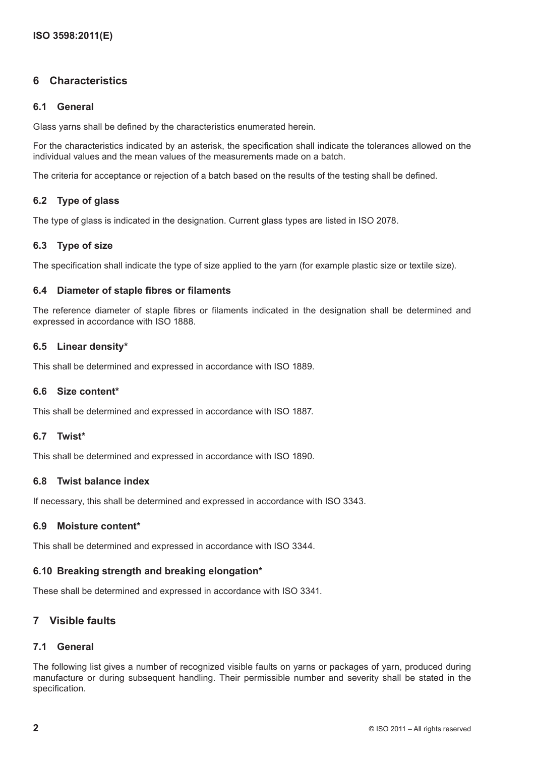## 6 Characteristics

### 6.1 General

Glass yarns shall be defined by the characteristics enumerated herein.

For the characteristics indicated by an asterisk, the specification shall indicate the tolerances allowed on the individual values and the mean values of the measurements made on a batch.

The criteria for acceptance or rejection of a batch based on the results of the testing shall be defined.

### 6.2 Type of glass

The type of glass is indicated in the designation. Current glass types are listed in ISO 2078.

### 6.3 Type of size

The specification shall indicate the type of size applied to the yarn (for example plastic size or textile size).

### 6.4 Diameter of staple fibres or filaments

The reference diameter of staple fibres or filaments indicated in the designation shall be determined and expressed in accordance with ISO 1888.

### 6.5 Linear density*

This shall be determined and expressed in accordance with ISO 1889.

### 6.6 Size content*

This shall be determined and expressed in accordance with ISO 1887.

### 6.7 Twist*

This shall be determined and expressed in accordance with ISO 1890.

### 6.8 Twist balance index

If necessary, this shall be determined and expressed in accordance with ISO 3343.

### 6.9 Moisture content*

This shall be determined and expressed in accordance with ISO 3344.

### 6.10 Breaking strength and breaking elongation*

These shall be determined and expressed in accordance with ISO 3341.

## 7 Visible faults

### 7.1 General

The following list gives a number of recognized visible faults on yarns or packages of yarn, produced during manufacture or during subsequent handling. Their permissible number and severity shall be stated in the specification.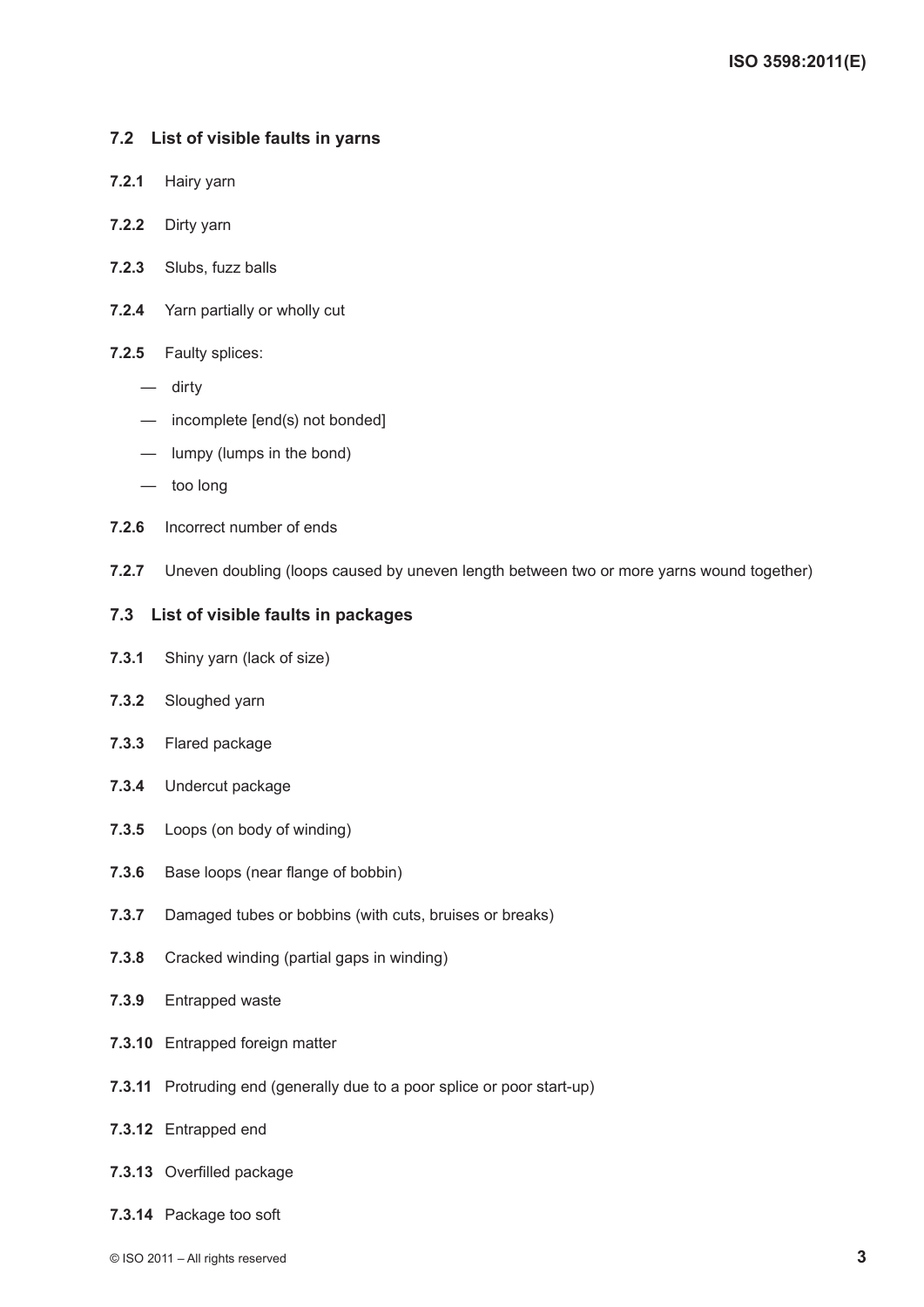## 7.2 List of visible faults in yarns

**7.2.1** Hairy yarn

**7.2.2** Dirty yarn

**7.2.3** Slubs, fuzz balls

**7.2.4** Yarn partially or wholly cut

**7.2.5** Faulty splices:

- dirty
- incomplete [end(s) not bonded]
- lumpy (lumps in the bond)
- too long

**7.2.6** Incorrect number of ends

**7.2.7** Uneven doubling (loops caused by uneven length between two or more yarns wound together)

## 7.3 List of visible faults in packages

**7.3.1** Shiny yarn (lack of size)

**7.3.2** Sloughed yarn

**7.3.3** Flared package

**7.3.4** Undercut package

**7.3.5** Loops (on body of winding)

**7.3.6** Base loops (near flange of bobbin)

**7.3.7** Damaged tubes or bobbins (with cuts, bruises or breaks)

**7.3.8** Cracked winding (partial gaps in winding)

**7.3.9** Entrapped waste

**7.3.10** Entrapped foreign matter

**7.3.11** Protruding end (generally due to a poor splice or poor start-up)

**7.3.12** Entrapped end

**7.3.13** Overfilled package

**7.3.14** Package too soft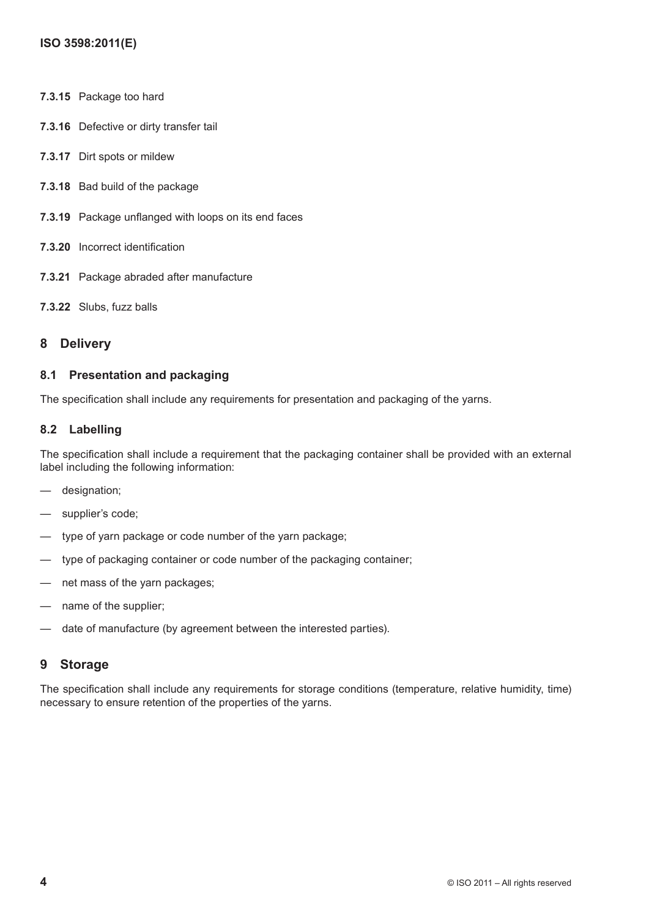**7.3.15** Package too hard

**7.3.16** Defective or dirty transfer tail

**7.3.17** Dirt spots or mildew

**7.3.18** Bad build of the package

**7.3.19** Package unflanged with loops on its end faces

**7.3.20** Incorrect identification

**7.3.21** Package abraded after manufacture

**7.3.22** Slubs, fuzz balls

## 8 Delivery

### 8.1 Presentation and packaging

The specification shall include any requirements for presentation and packaging of the yarns.

### 8.2 Labelling

The specification shall include a requirement that the packaging container shall be provided with an external label including the following information:

- designation;
- supplier's code;
- type of yarn package or code number of the yarn package;
- type of packaging container or code number of the packaging container;
- net mass of the yarn packages;
- name of the supplier;
- date of manufacture (by agreement between the interested parties).

## 9 Storage

The specification shall include any requirements for storage conditions (temperature, relative humidity, time) necessary to ensure retention of the properties of the yarns.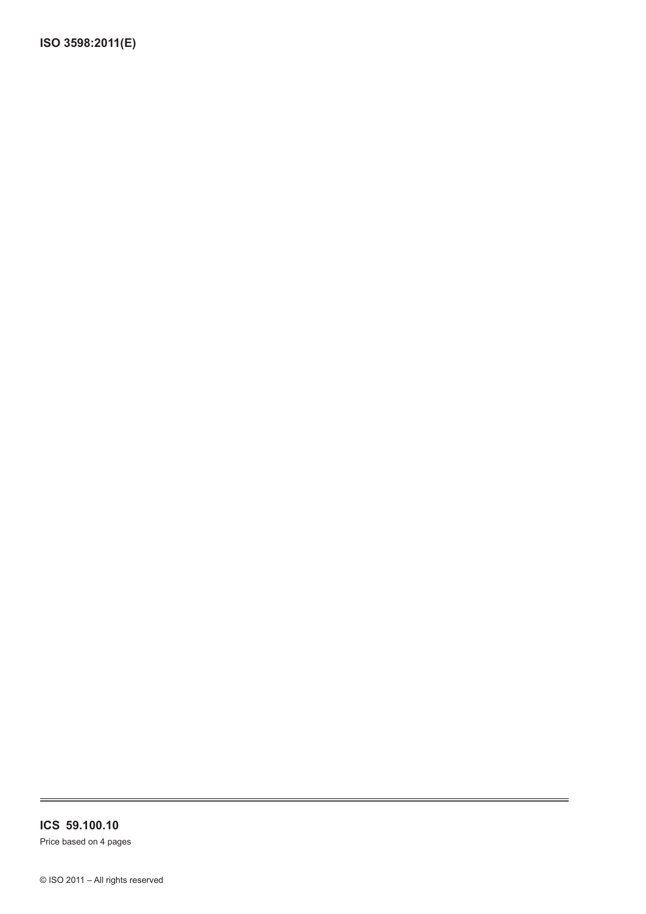**ICS 59.100.10**

Price based on 4 pages